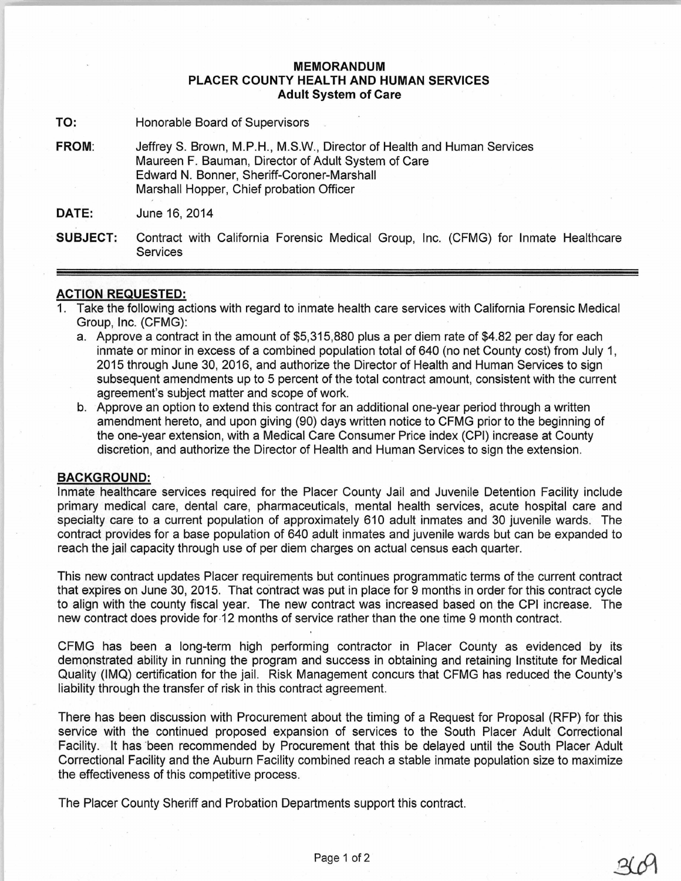**MEMORANDUM**
**PLACER COUNTY HEALTH AND HUMAN SERVICES**
**Adult System of Care**

**TO:** Honorable Board of Supervisors

**FROM:** Jeffrey S. Brown, M.P.H., M.S.W., Director of Health and Human Services
Maureen F. Bauman, Director of Adult System of Care
Edward N. Bonner, Sheriff-Coroner-Marshall
Marshall Hopper, Chief probation Officer

**DATE:** June 16, 2014

**SUBJECT:** Contract with California Forensic Medical Group, Inc. (CFMG) for Inmate Healthcare Services

---

## ACTION REQUESTED:

1. Take the following actions with regard to inmate health care services with California Forensic Medical Group, Inc. (CFMG):
   a. Approve a contract in the amount of $5,315,880 plus a per diem rate of $4.82 per day for each inmate or minor in excess of a combined population total of 640 (no net County cost) from July 1, 2015 through June 30, 2016, and authorize the Director of Health and Human Services to sign subsequent amendments up to 5 percent of the total contract amount, consistent with the current agreement's subject matter and scope of work.
   b. Approve an option to extend this contract for an additional one-year period through a written amendment hereto, and upon giving (90) days written notice to CFMG prior to the beginning of the one-year extension, with a Medical Care Consumer Price index (CPI) increase at County discretion, and authorize the Director of Health and Human Services to sign the extension.

## BACKGROUND:

Inmate healthcare services required for the Placer County Jail and Juvenile Detention Facility include primary medical care, dental care, pharmaceuticals, mental health services, acute hospital care and specialty care to a current population of approximately 610 adult inmates and 30 juvenile wards. The contract provides for a base population of 640 adult inmates and juvenile wards but can be expanded to reach the jail capacity through use of per diem charges on actual census each quarter.

This new contract updates Placer requirements but continues programmatic terms of the current contract that expires on June 30, 2015. That contract was put in place for 9 months in order for this contract cycle to align with the county fiscal year. The new contract was increased based on the CPI increase. The new contract does provide for 12 months of service rather than the one time 9 month contract.

CFMG has been a long-term high performing contractor in Placer County as evidenced by its demonstrated ability in running the program and success in obtaining and retaining Institute for Medical Quality (IMQ) certification for the jail. Risk Management concurs that CFMG has reduced the County's liability through the transfer of risk in this contract agreement.

There has been discussion with Procurement about the timing of a Request for Proposal (RFP) for this service with the continued proposed expansion of services to the South Placer Adult Correctional Facility. It has been recommended by Procurement that this be delayed until the South Placer Adult Correctional Facility and the Auburn Facility combined reach a stable inmate population size to maximize the effectiveness of this competitive process.

The Placer County Sheriff and Probation Departments support this contract.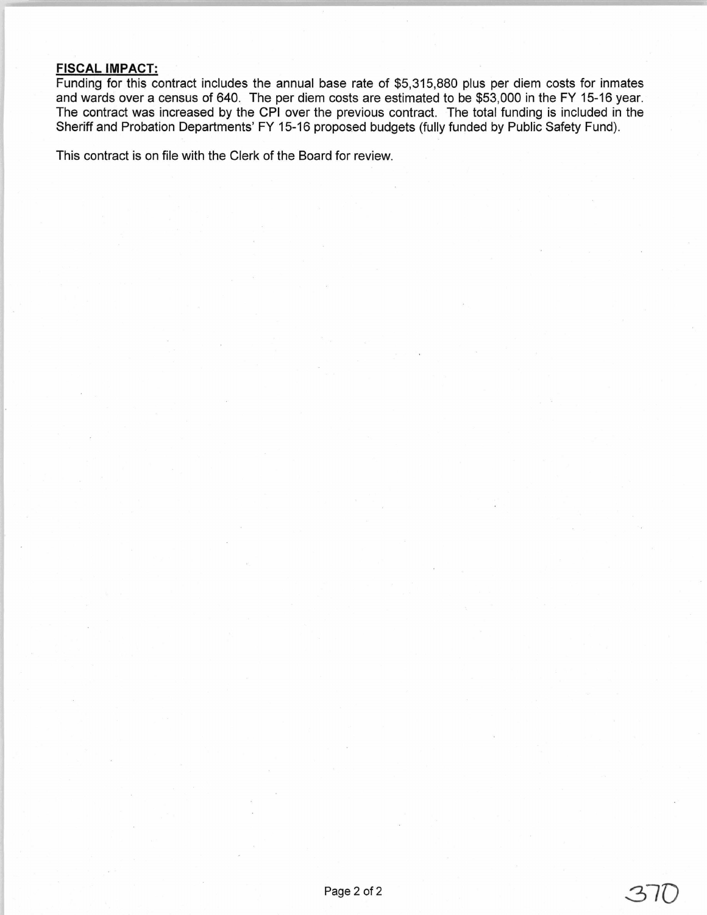**FISCAL IMPACT:**

Funding for this contract includes the annual base rate of $5,315,880 plus per diem costs for inmates and wards over a census of 640. The per diem costs are estimated to be $53,000 in the FY 15-16 year. The contract was increased by the CPI over the previous contract. The total funding is included in the Sheriff and Probation Departments' FY 15-16 proposed budgets (fully funded by Public Safety Fund).

This contract is on file with the Clerk of the Board for review.